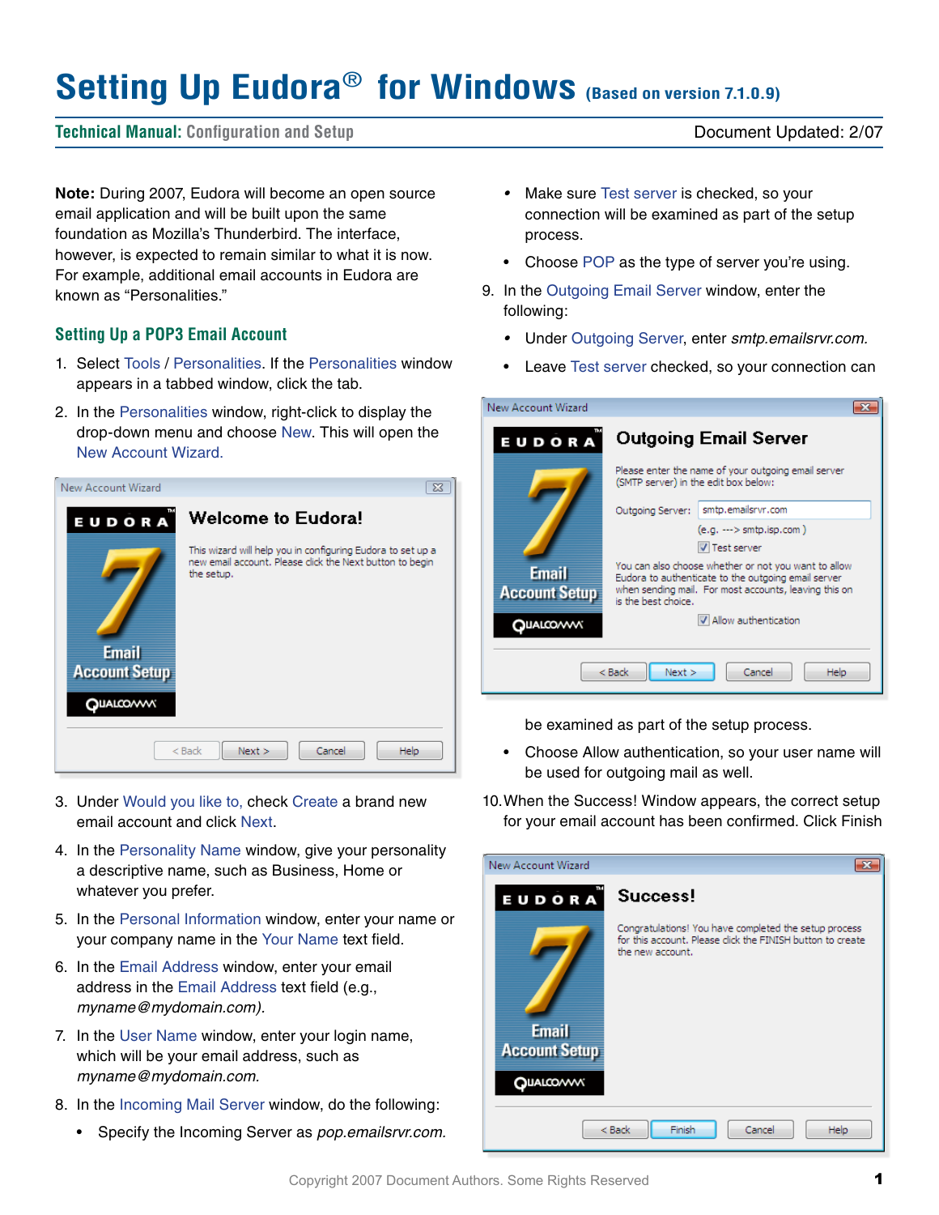# Setting Up Eudora® for Windows (Based on version 7.1.0.9)

**Technical Manual:** Configuration and Setup

Document Updated: 2/07

**Note:** During 2007, Eudora will become an open source email application and will be built upon the same foundation as Mozilla's Thunderbird. The interface, however, is expected to remain similar to what it is now. For example, additional email accounts in Eudora are known as "Personalities."

## Setting Up a POP3 Email Account

1. Select Tools / Personalities. If the Personalities window appears in a tabbed window, click the tab.
2. In the Personalities window, right-click to display the drop-down menu and choose New. This will open the New Account Wizard.
3. Under Would you like to, check Create a brand new email account and click Next.
4. In the Personality Name window, give your personality a descriptive name, such as Business, Home or whatever you prefer.
5. In the Personal Information window, enter your name or your company name in the Your Name text field.
6. In the Email Address window, enter your email address in the Email Address text field (e.g., *myname@mydomain.com).*
7. In the User Name window, enter your login name, which will be your email address, such as *myname@mydomain.com.*
8. In the Incoming Mail Server window, do the following:
   - Specify the Incoming Server as *pop.emailsrvr.com.*
   - Make sure Test server is checked, so your connection will be examined as part of the setup process.
   - Choose POP as the type of server you're using.
9. In the Outgoing Email Server window, enter the following:
   - Under Outgoing Server, enter *smtp.emailsrvr.com.*
   - Leave Test server checked, so your connection can be examined as part of the setup process.
   - Choose Allow authentication, so your user name will be used for outgoing mail as well.
10. When the Success! Window appears, the correct setup for your email account has been confirmed. Click Finish

Copyright 2007 Document Authors. Some Rights Reserved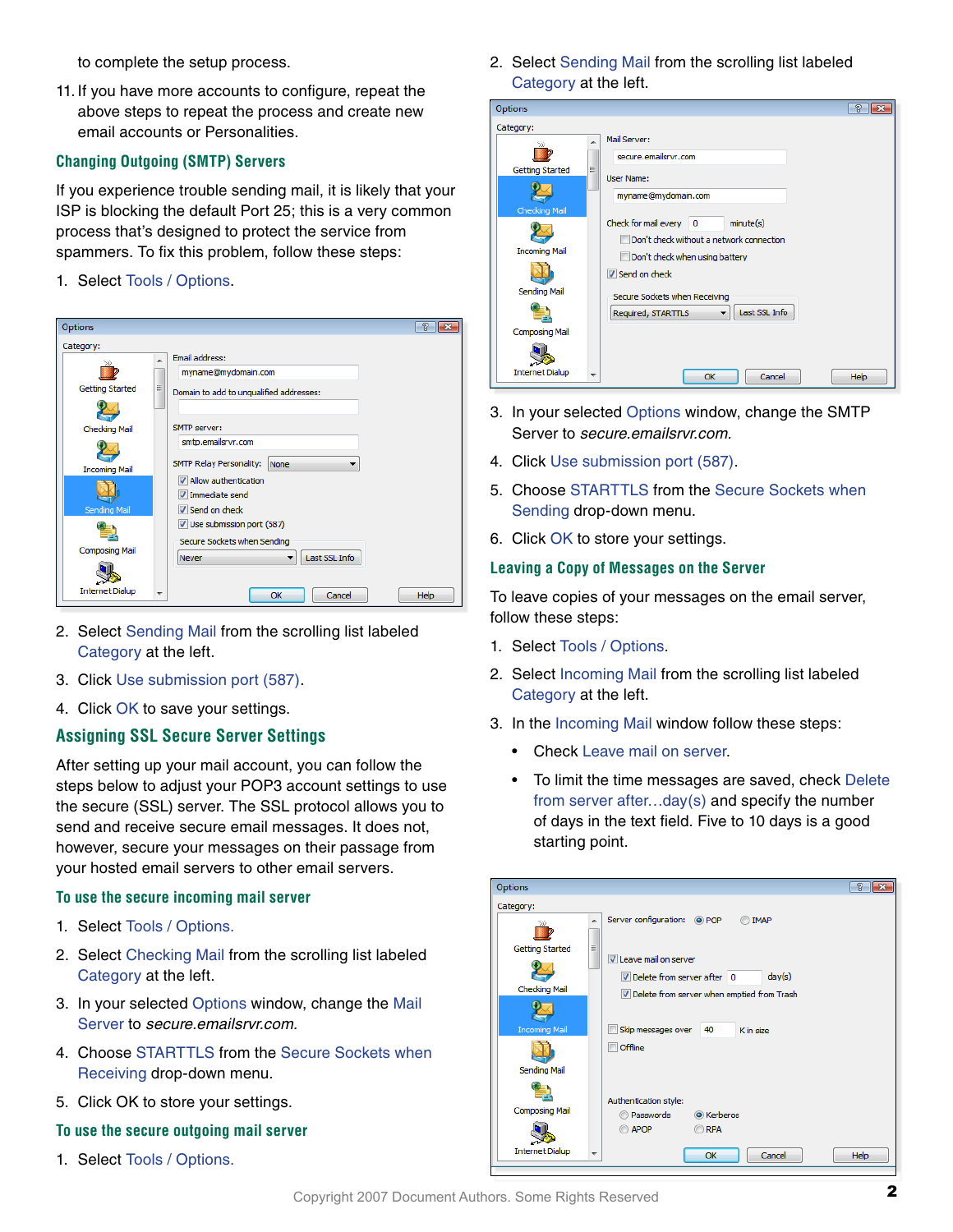to complete the setup process.

11. If you have more accounts to configure, repeat the above steps to repeat the process and create new email accounts or Personalities.

## Changing Outgoing (SMTP) Servers

If you experience trouble sending mail, it is likely that your ISP is blocking the default Port 25; this is a very common process that's designed to protect the service from spammers. To fix this problem, follow these steps:

1. Select Tools / Options.
2. Select Sending Mail from the scrolling list labeled Category at the left.
3. Click Use submission port (587).
4. Click OK to save your settings.

## Assigning SSL Secure Server Settings

After setting up your mail account, you can follow the steps below to adjust your POP3 account settings to use the secure (SSL) server. The SSL protocol allows you to send and receive secure email messages. It does not, however, secure your messages on their passage from your hosted email servers to other email servers.

### To use the secure incoming mail server

1. Select Tools / Options.
2. Select Checking Mail from the scrolling list labeled Category at the left.
3. In your selected Options window, change the Mail Server to *secure.emailsrvr.com.*
4. Choose STARTTLS from the Secure Sockets when Receiving drop-down menu.
5. Click OK to store your settings.

### To use the secure outgoing mail server

1. Select Tools / Options.
2. Select Sending Mail from the scrolling list labeled Category at the left.
3. In your selected Options window, change the SMTP Server to *secure.emailsrvr.com.*
4. Click Use submission port (587).
5. Choose STARTTLS from the Secure Sockets when Sending drop-down menu.
6. Click OK to store your settings.

## Leaving a Copy of Messages on the Server

To leave copies of your messages on the email server, follow these steps:

1. Select Tools / Options.
2. Select Incoming Mail from the scrolling list labeled Category at the left.
3. In the Incoming Mail window follow these steps:
   - Check Leave mail on server.
   - To limit the time messages are saved, check Delete from server after...day(s) and specify the number of days in the text field. Five to 10 days is a good starting point.

Copyright 2007 Document Authors. Some Rights Reserved